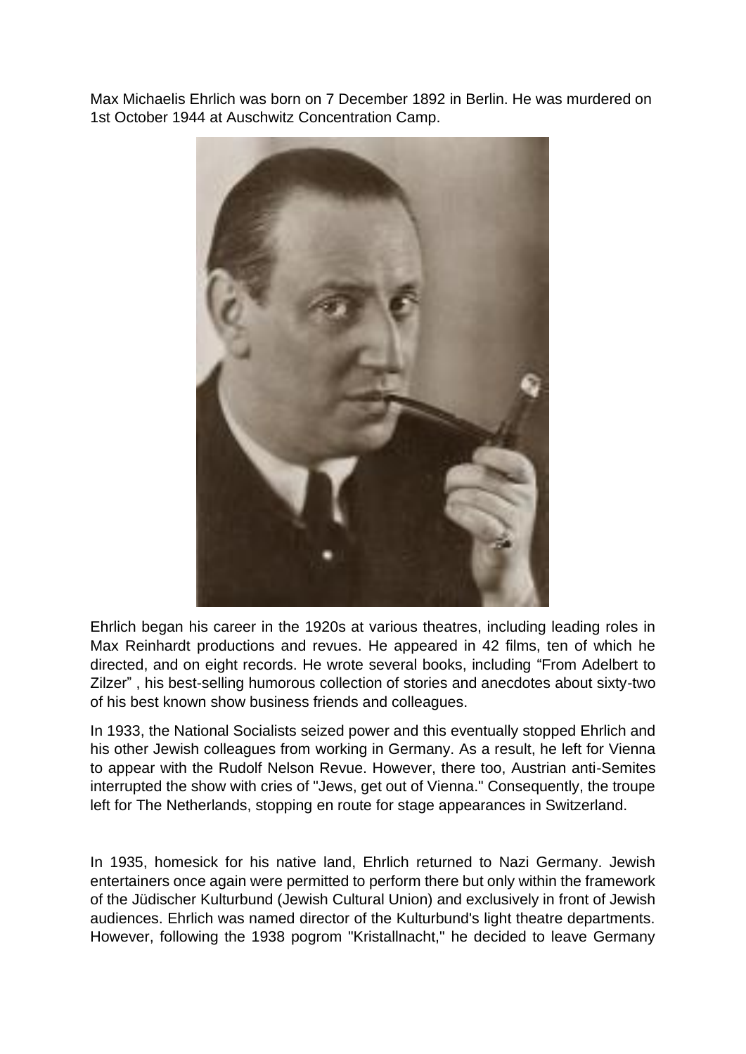Max Michaelis Ehrlich was born on 7 December 1892 in Berlin. He was murdered on 1st October 1944 at Auschwitz Concentration Camp.

Ehrlich began his career in the 1920s at various theatres, including leading roles in Max Reinhardt productions and revues. He appeared in 42 films, ten of which he directed, and on eight records. He wrote several books, including “From Adelbert to Zilzer” , his best-selling humorous collection of stories and anecdotes about sixty-two of his best known show business friends and colleagues.

In 1933, the National Socialists seized power and this eventually stopped Ehrlich and his other Jewish colleagues from working in Germany. As a result, he left for Vienna to appear with the Rudolf Nelson Revue. However, there too, Austrian anti-Semites interrupted the show with cries of "Jews, get out of Vienna." Consequently, the troupe left for The Netherlands, stopping en route for stage appearances in Switzerland.

In 1935, homesick for his native land, Ehrlich returned to Nazi Germany. Jewish entertainers once again were permitted to perform there but only within the framework of the Jüdischer Kulturbund (Jewish Cultural Union) and exclusively in front of Jewish audiences. Ehrlich was named director of the Kulturbund's light theatre departments. However, following the 1938 pogrom "Kristallnacht," he decided to leave Germany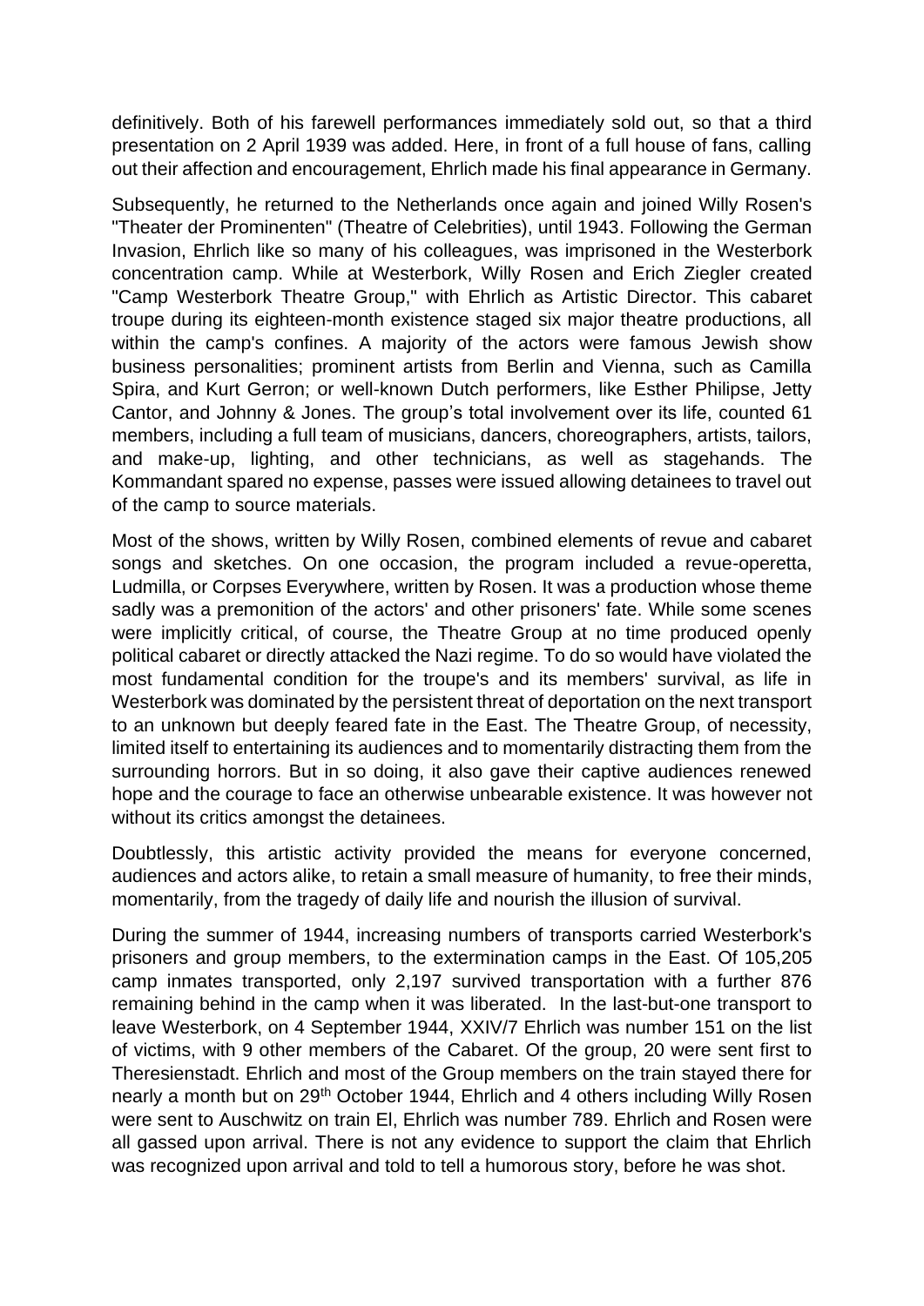definitively. Both of his farewell performances immediately sold out, so that a third presentation on 2 April 1939 was added. Here, in front of a full house of fans, calling out their affection and encouragement, Ehrlich made his final appearance in Germany.

Subsequently, he returned to the Netherlands once again and joined Willy Rosen's "Theater der Prominenten" (Theatre of Celebrities), until 1943. Following the German Invasion, Ehrlich like so many of his colleagues, was imprisoned in the Westerbork concentration camp. While at Westerbork, Willy Rosen and Erich Ziegler created "Camp Westerbork Theatre Group," with Ehrlich as Artistic Director. This cabaret troupe during its eighteen-month existence staged six major theatre productions, all within the camp's confines. A majority of the actors were famous Jewish show business personalities; prominent artists from Berlin and Vienna, such as Camilla Spira, and Kurt Gerron; or well-known Dutch performers, like Esther Philipse, Jetty Cantor, and Johnny & Jones. The group's total involvement over its life, counted 61 members, including a full team of musicians, dancers, choreographers, artists, tailors, and make-up, lighting, and other technicians, as well as stagehands. The Kommandant spared no expense, passes were issued allowing detainees to travel out of the camp to source materials.

Most of the shows, written by Willy Rosen, combined elements of revue and cabaret songs and sketches. On one occasion, the program included a revue-operetta, Ludmilla, or Corpses Everywhere, written by Rosen. It was a production whose theme sadly was a premonition of the actors' and other prisoners' fate. While some scenes were implicitly critical, of course, the Theatre Group at no time produced openly political cabaret or directly attacked the Nazi regime. To do so would have violated the most fundamental condition for the troupe's and its members' survival, as life in Westerbork was dominated by the persistent threat of deportation on the next transport to an unknown but deeply feared fate in the East. The Theatre Group, of necessity, limited itself to entertaining its audiences and to momentarily distracting them from the surrounding horrors. But in so doing, it also gave their captive audiences renewed hope and the courage to face an otherwise unbearable existence. It was however not without its critics amongst the detainees.

Doubtlessly, this artistic activity provided the means for everyone concerned, audiences and actors alike, to retain a small measure of humanity, to free their minds, momentarily, from the tragedy of daily life and nourish the illusion of survival.

During the summer of 1944, increasing numbers of transports carried Westerbork's prisoners and group members, to the extermination camps in the East. Of 105,205 camp inmates transported, only 2,197 survived transportation with a further 876 remaining behind in the camp when it was liberated. In the last-but-one transport to leave Westerbork, on 4 September 1944, XXIV/7 Ehrlich was number 151 on the list of victims, with 9 other members of the Cabaret. Of the group, 20 were sent first to Theresienstadt. Ehrlich and most of the Group members on the train stayed there for nearly a month but on 29th October 1944, Ehrlich and 4 others including Willy Rosen were sent to Auschwitz on train El, Ehrlich was number 789. Ehrlich and Rosen were all gassed upon arrival. There is not any evidence to support the claim that Ehrlich was recognized upon arrival and told to tell a humorous story, before he was shot.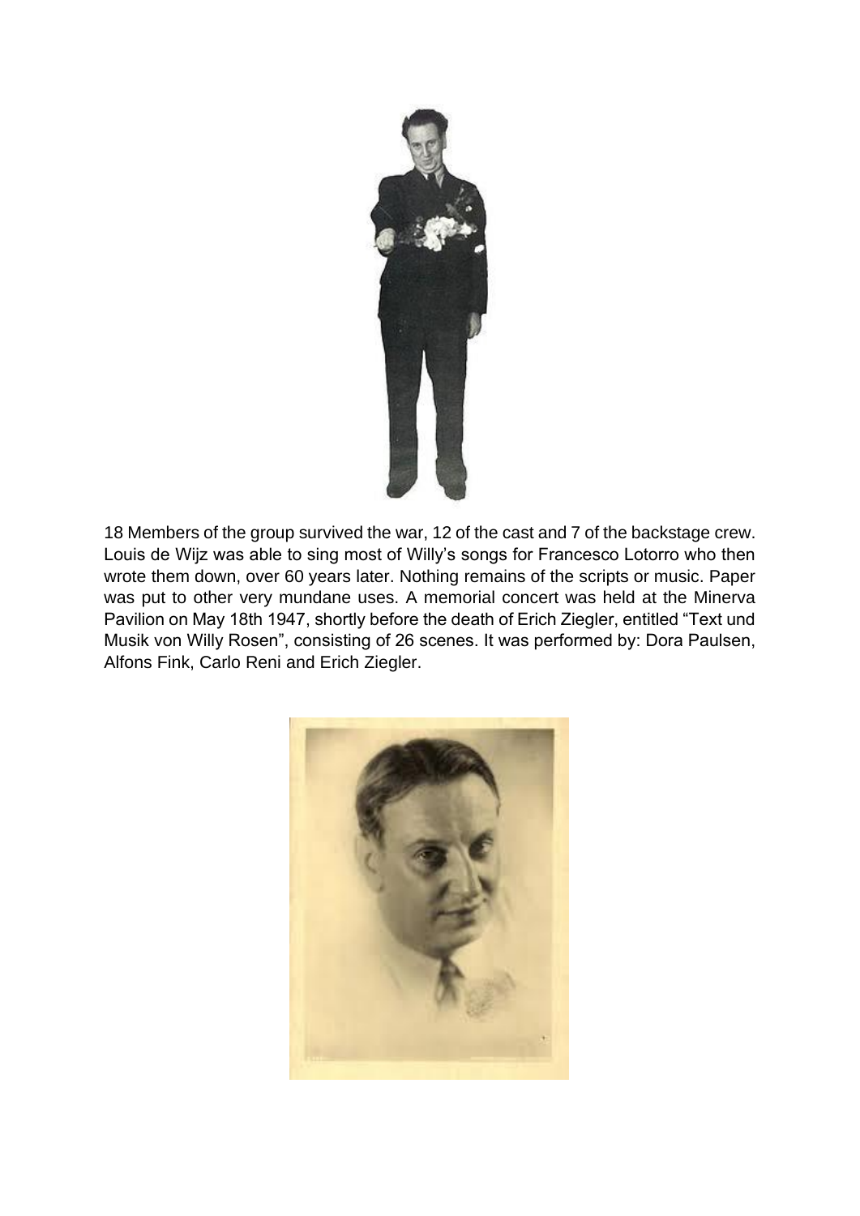18 Members of the group survived the war, 12 of the cast and 7 of the backstage crew. Louis de Wijz was able to sing most of Willy's songs for Francesco Lotorro who then wrote them down, over 60 years later. Nothing remains of the scripts or music. Paper was put to other very mundane uses. A memorial concert was held at the Minerva Pavilion on May 18th 1947, shortly before the death of Erich Ziegler, entitled "Text und Musik von Willy Rosen", consisting of 26 scenes. It was performed by: Dora Paulsen, Alfons Fink, Carlo Reni and Erich Ziegler.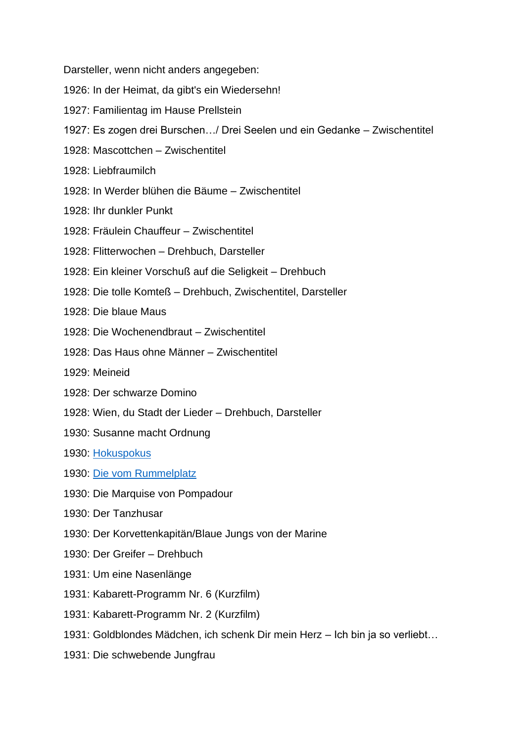Darsteller, wenn nicht anders angegeben:

1926: In der Heimat, da gibt's ein Wiedersehn!

1927: Familientag im Hause Prellstein

1927: Es zogen drei Burschen…/ Drei Seelen und ein Gedanke – Zwischentitel

1928: Mascottchen – Zwischentitel

1928: Liebfraumilch

1928: In Werder blühen die Bäume – Zwischentitel

1928: Ihr dunkler Punkt

1928: Fräulein Chauffeur – Zwischentitel

1928: Flitterwochen – Drehbuch, Darsteller

1928: Ein kleiner Vorschuß auf die Seligkeit – Drehbuch

1928: Die tolle Komteß – Drehbuch, Zwischentitel, Darsteller

1928: Die blaue Maus

1928: Die Wochenendbraut – Zwischentitel

1928: Das Haus ohne Männer – Zwischentitel

1929: Meineid

1928: Der schwarze Domino

1928: Wien, du Stadt der Lieder – Drehbuch, Darsteller

1930: Susanne macht Ordnung

1930: Hokuspokus

1930: Die vom Rummelplatz

1930: Die Marquise von Pompadour

1930: Der Tanzhusar

1930: Der Korvettenkapitän/Blaue Jungs von der Marine

1930: Der Greifer – Drehbuch

1931: Um eine Nasenlänge

1931: Kabarett-Programm Nr. 6 (Kurzfilm)

1931: Kabarett-Programm Nr. 2 (Kurzfilm)

1931: Goldblondes Mädchen, ich schenk Dir mein Herz – Ich bin ja so verliebt…

1931: Die schwebende Jungfrau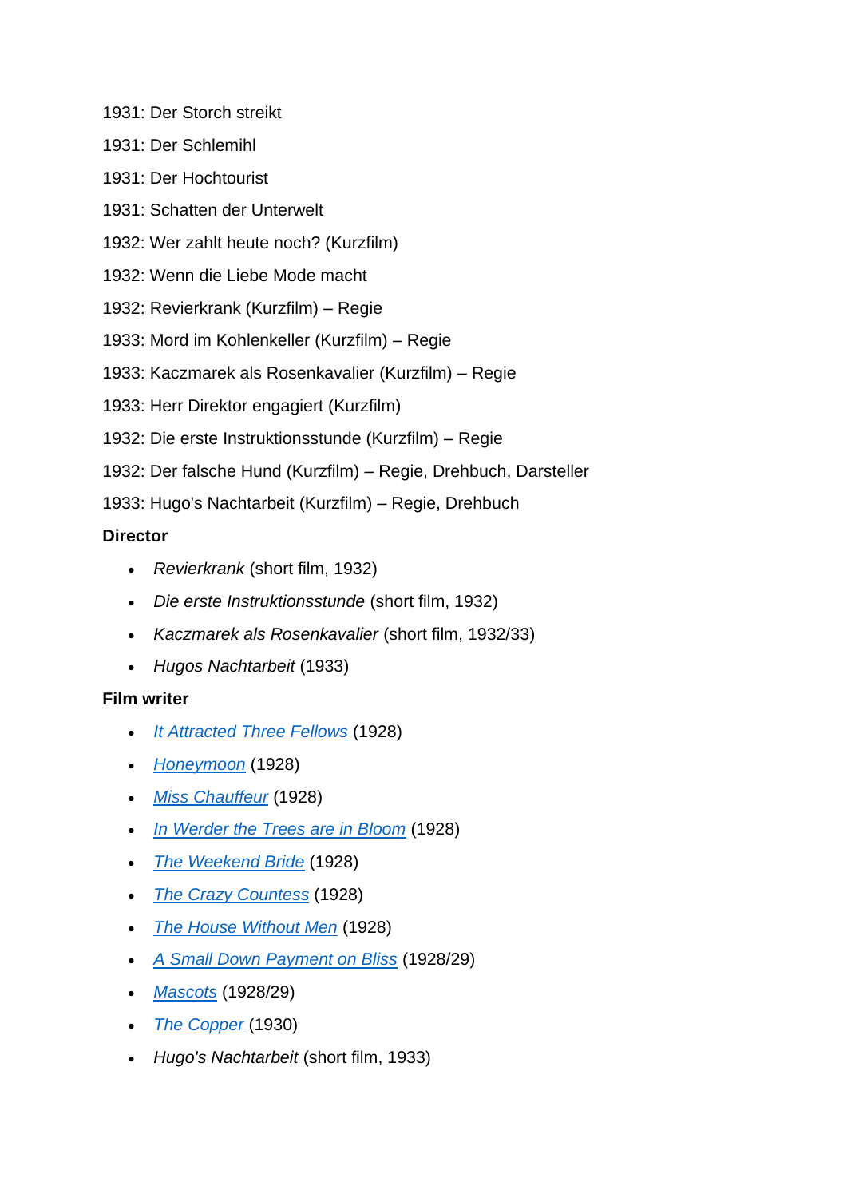1931: Der Storch streikt

1931: Der Schlemihl

1931: Der Hochtourist

1931: Schatten der Unterwelt

1932: Wer zahlt heute noch? (Kurzfilm)

1932: Wenn die Liebe Mode macht

1932: Revierkrank (Kurzfilm) – Regie

1933: Mord im Kohlenkeller (Kurzfilm) – Regie

1933: Kaczmarek als Rosenkavalier (Kurzfilm) – Regie

1933: Herr Direktor engagiert (Kurzfilm)

1932: Die erste Instruktionsstunde (Kurzfilm) – Regie

1932: Der falsche Hund (Kurzfilm) – Regie, Drehbuch, Darsteller

1933: Hugo's Nachtarbeit (Kurzfilm) – Regie, Drehbuch

**Director**

- *Revierkrank* (short film, 1932)
- *Die erste Instruktionsstunde* (short film, 1932)
- *Kaczmarek als Rosenkavalier* (short film, 1932/33)
- *Hugos Nachtarbeit* (1933)

**Film writer**

- *It Attracted Three Fellows* (1928)
- *Honeymoon* (1928)
- *Miss Chauffeur* (1928)
- *In Werder the Trees are in Bloom* (1928)
- *The Weekend Bride* (1928)
- *The Crazy Countess* (1928)
- *The House Without Men* (1928)
- *A Small Down Payment on Bliss* (1928/29)
- *Mascots* (1928/29)
- *The Copper* (1930)
- *Hugo's Nachtarbeit* (short film, 1933)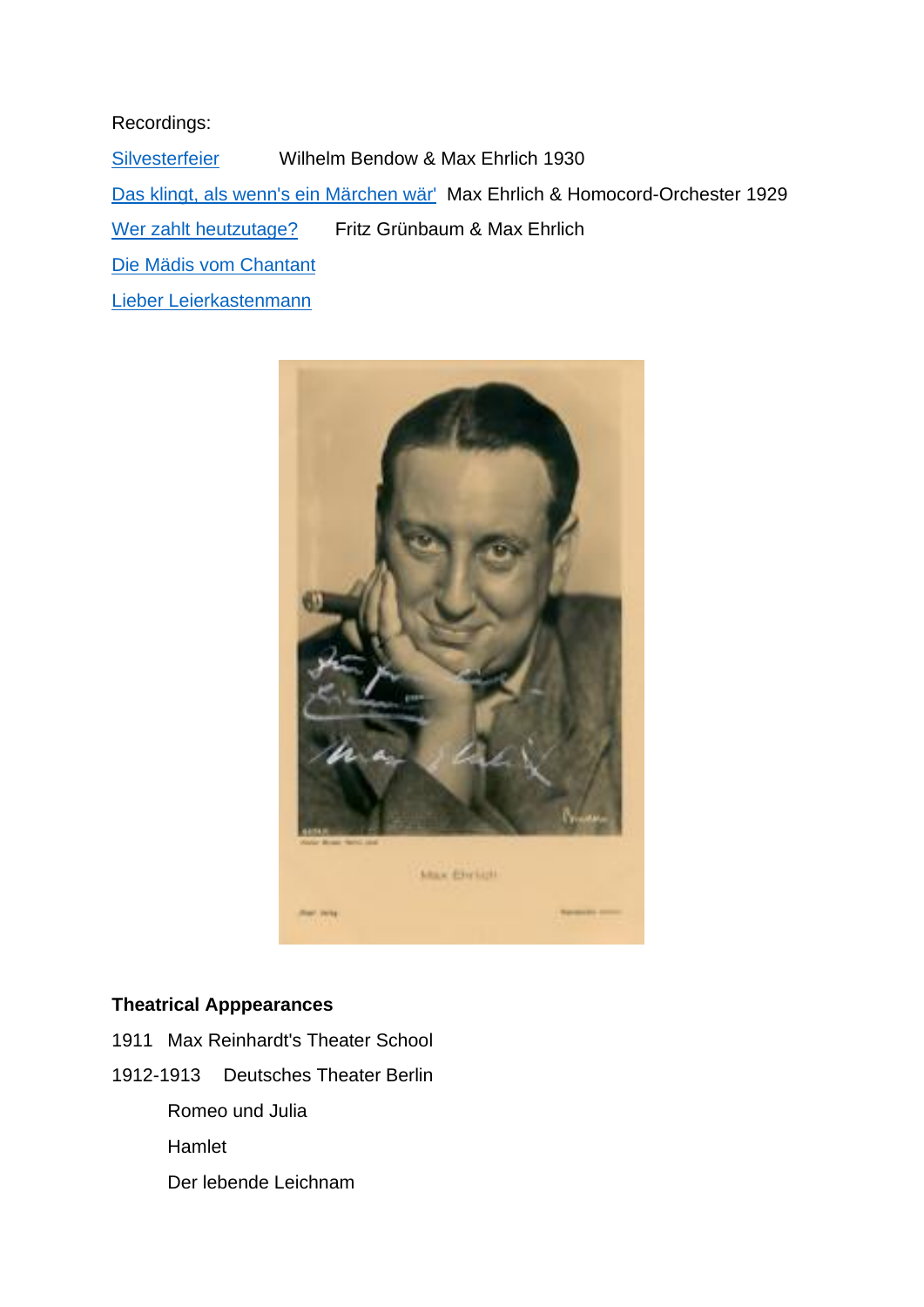Recordings:

Silvesterfeier Wilhelm Bendow & Max Ehrlich 1930

Das klingt, als wenn's ein Märchen wär' Max Ehrlich & Homocord-Orchester 1929

Wer zahlt heutzutage? Fritz Grünbaum & Max Ehrlich

Die Mädis vom Chantant

Lieber Leierkastenmann

**Theatrical Apppearances**

1911 Max Reinhardt's Theater School

1912-1913 Deutsches Theater Berlin

Romeo und Julia

Hamlet

Der lebende Leichnam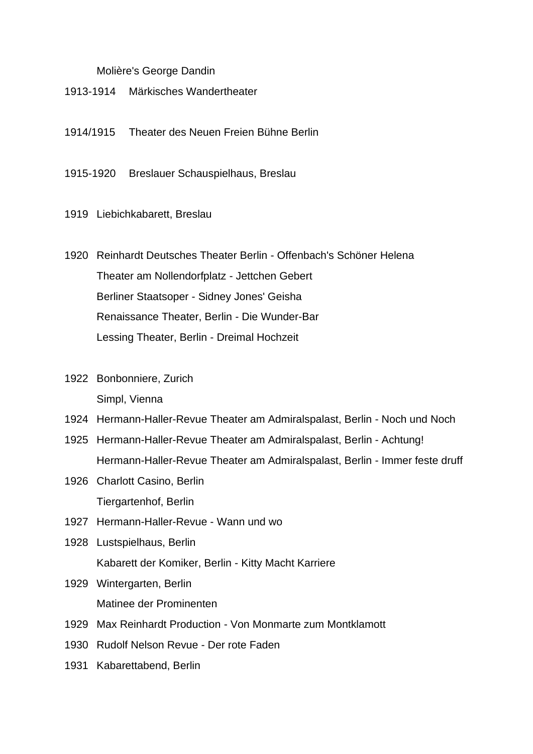Molière's George Dandin

1913-1914 Märkisches Wandertheater

1914/1915 Theater des Neuen Freien Bühne Berlin

1915-1920 Breslauer Schauspielhaus, Breslau

1919 Liebichkabarett, Breslau

1920 Reinhardt Deutsches Theater Berlin - Offenbach's Schöner Helena
Theater am Nollendorfplatz - Jettchen Gebert
Berliner Staatsoper - Sidney Jones' Geisha
Renaissance Theater, Berlin - Die Wunder-Bar
Lessing Theater, Berlin - Dreimal Hochzeit

1922 Bonbonniere, Zurich
Simpl, Vienna

1924 Hermann-Haller-Revue Theater am Admiralspalast, Berlin - Noch und Noch

1925 Hermann-Haller-Revue Theater am Admiralspalast, Berlin - Achtung!
Hermann-Haller-Revue Theater am Admiralspalast, Berlin - Immer feste druff

1926 Charlott Casino, Berlin
Tiergartenhof, Berlin

1927 Hermann-Haller-Revue - Wann und wo

1928 Lustspielhaus, Berlin
Kabarett der Komiker, Berlin - Kitty Macht Karriere

1929 Wintergarten, Berlin
Matinee der Prominenten

1929 Max Reinhardt Production - Von Monmarte zum Montklamott

1930 Rudolf Nelson Revue - Der rote Faden

1931 Kabarettabend, Berlin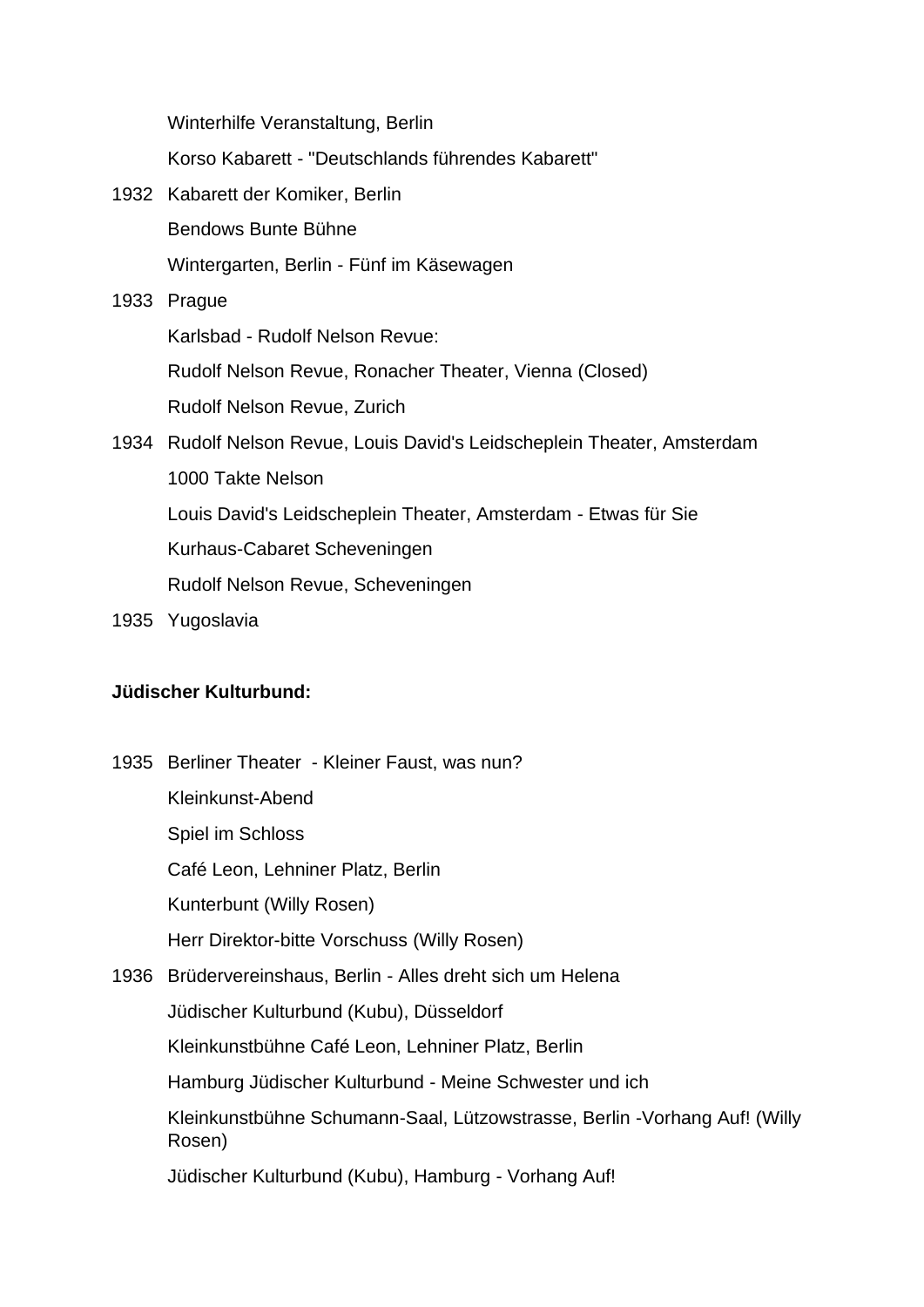| | |
|---|---|
| | Winterhilfe Veranstaltung, Berlin |
| | Korso Kabarett - "Deutschlands führendes Kabarett" |
| 1932 | Kabarett der Komiker, Berlin |
| | Bendows Bunte Bühne |
| | Wintergarten, Berlin - Fünf im Käsewagen |
| 1933 | Prague |
| | Karlsbad - Rudolf Nelson Revue: |
| | Rudolf Nelson Revue, Ronacher Theater, Vienna (Closed) |
| | Rudolf Nelson Revue, Zurich |
| 1934 | Rudolf Nelson Revue, Louis David's Leidscheplein Theater, Amsterdam |
| | 1000 Takte Nelson |
| | Louis David's Leidscheplein Theater, Amsterdam - Etwas für Sie |
| | Kurhaus-Cabaret Scheveningen |
| | Rudolf Nelson Revue, Scheveningen |
| 1935 | Yugoslavia |

**Jüdischer Kulturbund:**

| | |
|---|---|
| 1935 | Berliner Theater - Kleiner Faust, was nun? |
| | Kleinkunst-Abend |
| | Spiel im Schloss |
| | Café Leon, Lehniner Platz, Berlin |
| | Kunterbunt (Willy Rosen) |
| | Herr Direktor-bitte Vorschuss (Willy Rosen) |
| 1936 | Brüdervereinshaus, Berlin - Alles dreht sich um Helena |
| | Jüdischer Kulturbund (Kubu), Düsseldorf |
| | Kleinkunstbühne Café Leon, Lehniner Platz, Berlin |
| | Hamburg Jüdischer Kulturbund - Meine Schwester und ich |
| | Kleinkunstbühne Schumann-Saal, Lützowstrasse, Berlin -Vorhang Auf! (Willy Rosen) |
| | Jüdischer Kulturbund (Kubu), Hamburg - Vorhang Auf! |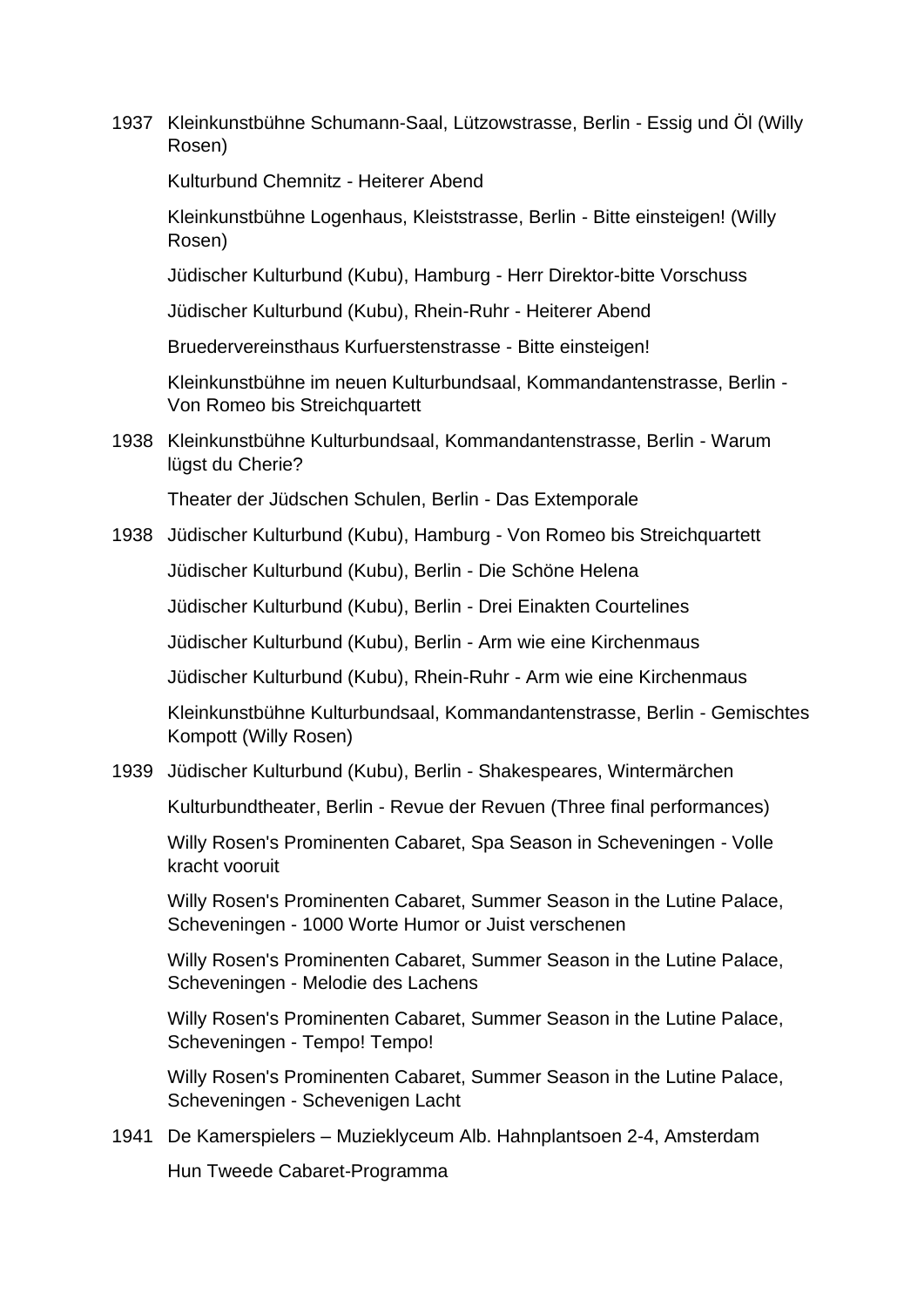1937 Kleinkunstbühne Schumann-Saal, Lützowstrasse, Berlin - Essig und Öl (Willy Rosen)

Kulturbund Chemnitz - Heiterer Abend

Kleinkunstbühne Logenhaus, Kleiststrasse, Berlin - Bitte einsteigen! (Willy Rosen)

Jüdischer Kulturbund (Kubu), Hamburg - Herr Direktor-bitte Vorschuss

Jüdischer Kulturbund (Kubu), Rhein-Ruhr - Heiterer Abend

Bruedervereinsthaus Kurfuerstenstrasse - Bitte einsteigen!

Kleinkunstbühne im neuen Kulturbundsaal, Kommandantenstrasse, Berlin - Von Romeo bis Streichquartett

1938 Kleinkunstbühne Kulturbundsaal, Kommandantenstrasse, Berlin - Warum lügst du Cherie?

Theater der Jüdschen Schulen, Berlin - Das Extemporale

1938 Jüdischer Kulturbund (Kubu), Hamburg - Von Romeo bis Streichquartett

Jüdischer Kulturbund (Kubu), Berlin - Die Schöne Helena

Jüdischer Kulturbund (Kubu), Berlin - Drei Einakten Courtelines

Jüdischer Kulturbund (Kubu), Berlin - Arm wie eine Kirchenmaus

Jüdischer Kulturbund (Kubu), Rhein-Ruhr - Arm wie eine Kirchenmaus

Kleinkunstbühne Kulturbundsaal, Kommandantenstrasse, Berlin - Gemischtes Kompott (Willy Rosen)

1939 Jüdischer Kulturbund (Kubu), Berlin - Shakespeares, Wintermärchen

Kulturbundtheater, Berlin - Revue der Revuen (Three final performances)

Willy Rosen's Prominenten Cabaret, Spa Season in Scheveningen - Volle kracht vooruit

Willy Rosen's Prominenten Cabaret, Summer Season in the Lutine Palace, Scheveningen - 1000 Worte Humor or Juist verschenen

Willy Rosen's Prominenten Cabaret, Summer Season in the Lutine Palace, Scheveningen - Melodie des Lachens

Willy Rosen's Prominenten Cabaret, Summer Season in the Lutine Palace, Scheveningen - Tempo! Tempo!

Willy Rosen's Prominenten Cabaret, Summer Season in the Lutine Palace, Scheveningen - Schevenigen Lacht

1941 De Kamerspielers – Muzieklyceum Alb. Hahnplantsoen 2-4, Amsterdam

Hun Tweede Cabaret-Programma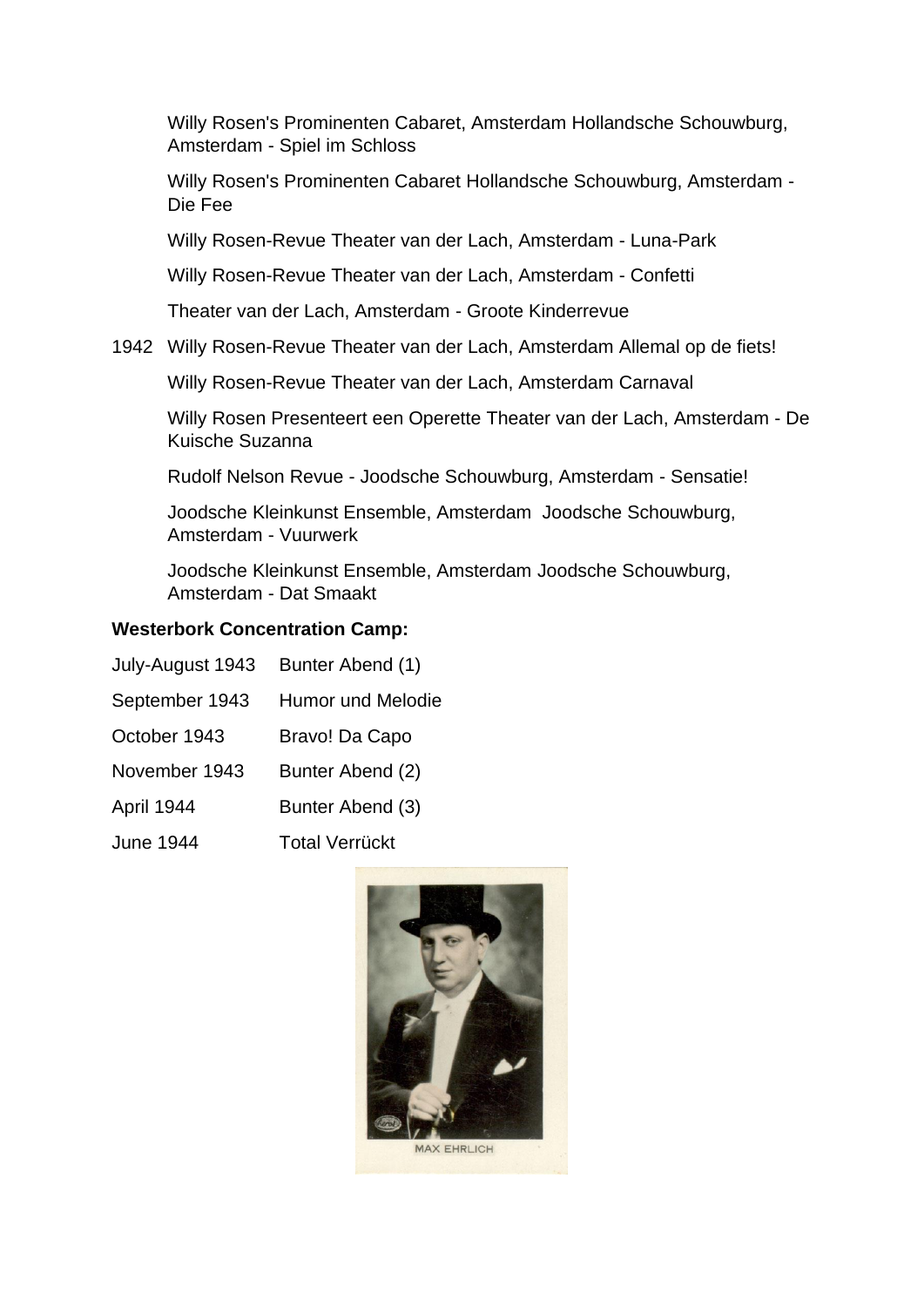Willy Rosen's Prominenten Cabaret, Amsterdam Hollandsche Schouwburg, Amsterdam - Spiel im Schloss

Willy Rosen's Prominenten Cabaret Hollandsche Schouwburg, Amsterdam - Die Fee

Willy Rosen-Revue Theater van der Lach, Amsterdam - Luna-Park

Willy Rosen-Revue Theater van der Lach, Amsterdam - Confetti

Theater van der Lach, Amsterdam - Groote Kinderrevue

1942 Willy Rosen-Revue Theater van der Lach, Amsterdam Allemal op de fiets!

Willy Rosen-Revue Theater van der Lach, Amsterdam Carnaval

Willy Rosen Presenteert een Operette Theater van der Lach, Amsterdam - De Kuische Suzanna

Rudolf Nelson Revue - Joodsche Schouwburg, Amsterdam - Sensatie!

Joodsche Kleinkunst Ensemble, Amsterdam Joodsche Schouwburg, Amsterdam - Vuurwerk

Joodsche Kleinkunst Ensemble, Amsterdam Joodsche Schouwburg, Amsterdam - Dat Smaakt

**Westerbork Concentration Camp:**

| | |
|---|---|
| July-August 1943 | Bunter Abend (1) |
| September 1943 | Humor und Melodie |
| October 1943 | Bravo! Da Capo |
| November 1943 | Bunter Abend (2) |
| April 1944 | Bunter Abend (3) |
| June 1944 | Total Verrückt |

MAX EHRLICH